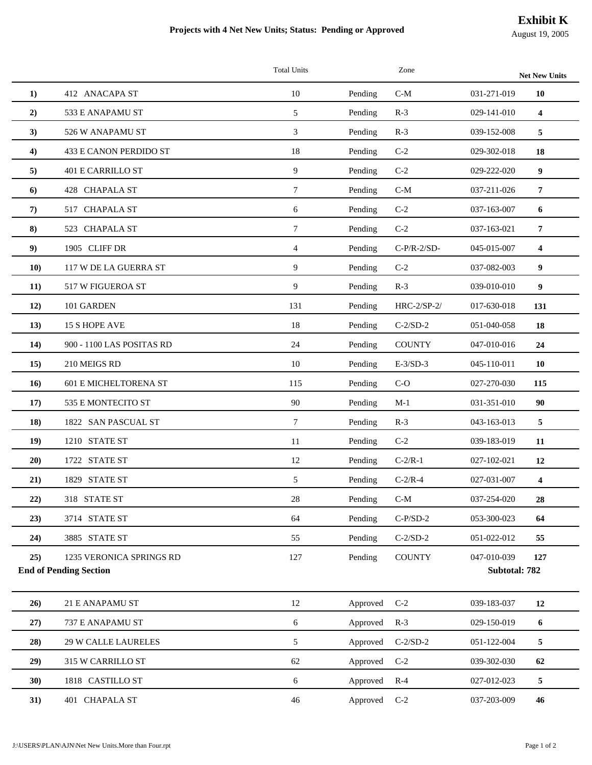**Exhibit K**

August 19, 2005

## Projects with 4 Net New Units; Status: Pending or Approved

| | | Total Units | | Zone | | Net New Units |
|---|---|---|---|---|---|---|
| **1)** | 412 ANACAPA ST | 10 | Pending | C-M | 031-271-019 | **10** |
| **2)** | 533 E ANAPAMU ST | 5 | Pending | R-3 | 029-141-010 | **4** |
| **3)** | 526 W ANAPAMU ST | 3 | Pending | R-3 | 039-152-008 | **5** |
| **4)** | 433 E CANON PERDIDO ST | 18 | Pending | C-2 | 029-302-018 | **18** |
| **5)** | 401 E CARRILLO ST | 9 | Pending | C-2 | 029-222-020 | **9** |
| **6)** | 428 CHAPALA ST | 7 | Pending | C-M | 037-211-026 | **7** |
| **7)** | 517 CHAPALA ST | 6 | Pending | C-2 | 037-163-007 | **6** |
| **8)** | 523 CHAPALA ST | 7 | Pending | C-2 | 037-163-021 | **7** |
| **9)** | 1905 CLIFF DR | 4 | Pending | C-P/R-2/SD- | 045-015-007 | **4** |
| **10)** | 117 W DE LA GUERRA ST | 9 | Pending | C-2 | 037-082-003 | **9** |
| **11)** | 517 W FIGUEROA ST | 9 | Pending | R-3 | 039-010-010 | **9** |
| **12)** | 101 GARDEN | 131 | Pending | HRC-2/SP-2/ | 017-630-018 | **131** |
| **13)** | 15 S HOPE AVE | 18 | Pending | C-2/SD-2 | 051-040-058 | **18** |
| **14)** | 900 - 1100 LAS POSITAS RD | 24 | Pending | COUNTY | 047-010-016 | **24** |
| **15)** | 210 MEIGS RD | 10 | Pending | E-3/SD-3 | 045-110-011 | **10** |
| **16)** | 601 E MICHELTORENA ST | 115 | Pending | C-O | 027-270-030 | **115** |
| **17)** | 535 E MONTECITO ST | 90 | Pending | M-1 | 031-351-010 | **90** |
| **18)** | 1822 SAN PASCUAL ST | 7 | Pending | R-3 | 043-163-013 | **5** |
| **19)** | 1210 STATE ST | 11 | Pending | C-2 | 039-183-019 | **11** |
| **20)** | 1722 STATE ST | 12 | Pending | C-2/R-1 | 027-102-021 | **12** |
| **21)** | 1829 STATE ST | 5 | Pending | C-2/R-4 | 027-031-007 | **4** |
| **22)** | 318 STATE ST | 28 | Pending | C-M | 037-254-020 | **28** |
| **23)** | 3714 STATE ST | 64 | Pending | C-P/SD-2 | 053-300-023 | **64** |
| **24)** | 3885 STATE ST | 55 | Pending | C-2/SD-2 | 051-022-012 | **55** |
| **25)** | 1235 VERONICA SPRINGS RD | 127 | Pending | COUNTY | 047-010-039 | **127** |
| **End of Pending Section** | | | | | **Subtotal: 782** | |
| **26)** | 21 E ANAPAMU ST | 12 | Approved | C-2 | 039-183-037 | **12** |
| **27)** | 737 E ANAPAMU ST | 6 | Approved | R-3 | 029-150-019 | **6** |
| **28)** | 29 W CALLE LAURELES | 5 | Approved | C-2/SD-2 | 051-122-004 | **5** |
| **29)** | 315 W CARRILLO ST | 62 | Approved | C-2 | 039-302-030 | **62** |
| **30)** | 1818 CASTILLO ST | 6 | Approved | R-4 | 027-012-023 | **5** |
| **31)** | 401 CHAPALA ST | 46 | Approved | C-2 | 037-203-009 | **46** |

J:\USERS\PLAN\AJN\Net New Units.More than Four.rpt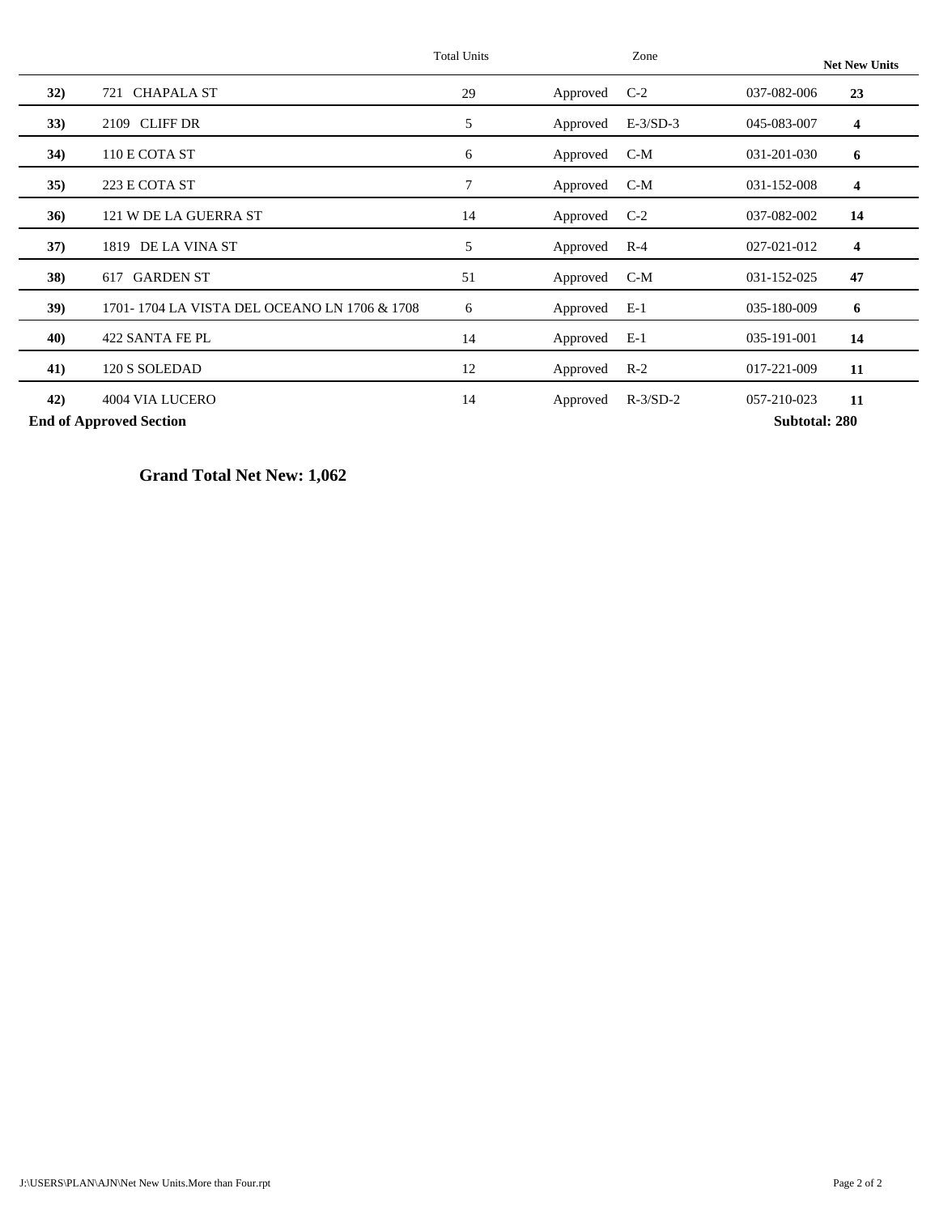| | | Total Units | | Zone | | Net New Units |
|---|---|---|---|---|---|---|
| **32)** | 721 CHAPALA ST | 29 | Approved | C-2 | 037-082-006 | **23** |
| **33)** | 2109 CLIFF DR | 5 | Approved | E-3/SD-3 | 045-083-007 | **4** |
| **34)** | 110 E COTA ST | 6 | Approved | C-M | 031-201-030 | **6** |
| **35)** | 223 E COTA ST | 7 | Approved | C-M | 031-152-008 | **4** |
| **36)** | 121 W DE LA GUERRA ST | 14 | Approved | C-2 | 037-082-002 | **14** |
| **37)** | 1819 DE LA VINA ST | 5 | Approved | R-4 | 027-021-012 | **4** |
| **38)** | 617 GARDEN ST | 51 | Approved | C-M | 031-152-025 | **47** |
| **39)** | 1701- 1704 LA VISTA DEL OCEANO LN 1706 & 1708 | 6 | Approved | E-1 | 035-180-009 | **6** |
| **40)** | 422 SANTA FE PL | 14 | Approved | E-1 | 035-191-001 | **14** |
| **41)** | 120 S SOLEDAD | 12 | Approved | R-2 | 017-221-009 | **11** |
| **42)** | 4004 VIA LUCERO | 14 | Approved | R-3/SD-2 | 057-210-023 | **11** |

**End of Approved Section** **Subtotal: 280**

**Grand Total Net New: 1,062**

J:\USERS\PLAN\AJN\Net New Units.More than Four.rpt